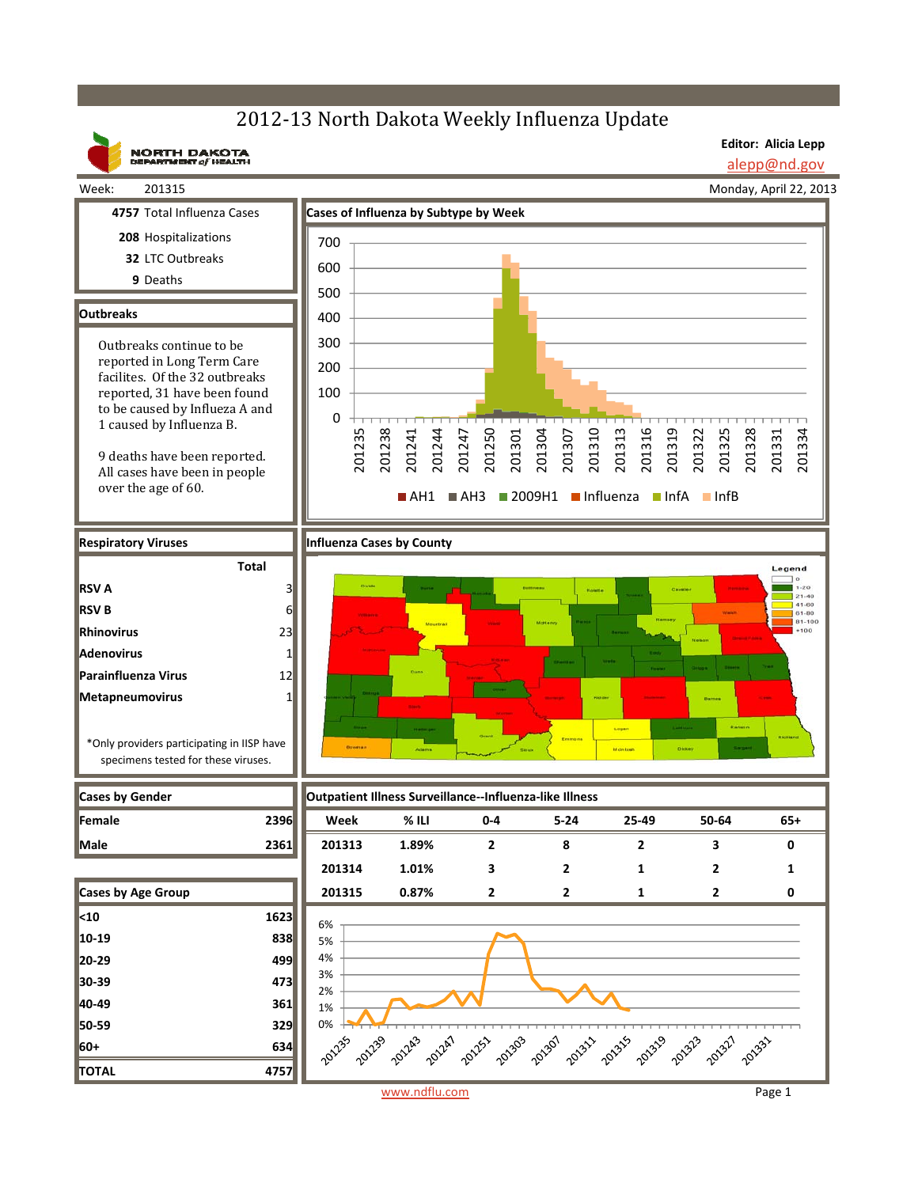# 2012-13 North Dakota Weekly Influenza Update

NORTH DAKOTA DEPARTMENT of HEALTH

**Editor: Alicia Lepp**
alepp@nd.gov

Week: 201315

Monday, April 22, 2013

**4757** Total Influenza Cases
**208** Hospitalizations
**32** LTC Outbreaks
**9** Deaths

## Outbreaks

Outbreaks continue to be reported in Long Term Care facilites. Of the 32 outbreaks reported, 31 have been found to be caused by Influeza A and 1 caused by Influenza B.

9 deaths have been reported. All cases have been in people over the age of 60.

## Cases of Influenza by Subtype by Week

AH1, AH3, 2009H1, Influenza, InfA, InfB

## Respiratory Viruses

| | Total |
|---|---|
| RSV A | 3 |
| RSV B | 6 |
| Rhinovirus | 23 |
| Adenovirus | 1 |
| Parainfluenza Virus | 12 |
| Metapneumovirus | 1 |

*Only providers participating in IISP have specimens tested for these viruses.

## Influenza Cases by County

Legend: 0; 1-20; 21-40; 41-60; 61-80; 81-100; +100

## Cases by Gender

| | |
|---|---|
| Female | 2396 |
| Male | 2361 |

## Cases by Age Group

| | |
|---|---|
| <10 | 1623 |
| 10-19 | 838 |
| 20-29 | 499 |
| 30-39 | 473 |
| 40-49 | 361 |
| 50-59 | 329 |
| 60+ | 634 |
| TOTAL | 4757 |

## Outpatient Illness Surveillance--Influenza-like Illness

| Week | % ILI | 0-4 | 5-24 | 25-49 | 50-64 | 65+ |
|---|---|---|---|---|---|---|
| 201313 | 1.89% | 2 | 8 | 2 | 3 | 0 |
| 201314 | 1.01% | 3 | 2 | 1 | 2 | 1 |
| 201315 | 0.87% | 2 | 2 | 1 | 2 | 0 |

www.ndflu.com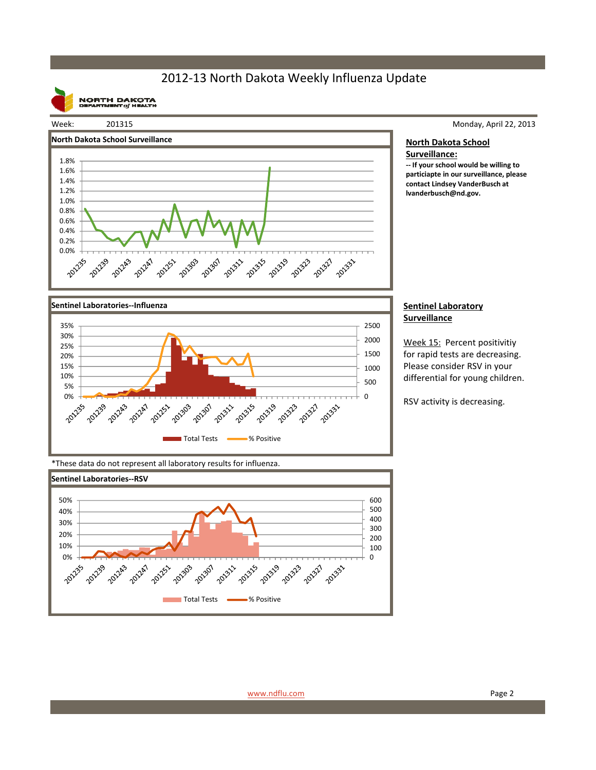# 2012-13 North Dakota Weekly Influenza Update

NORTH DAKOTA DEPARTMENT of HEALTH

Week: 201315

Monday, April 22, 2013

## North Dakota School Surveillance

1.8%
1.6%
1.4%
1.2%
1.0%
0.8%
0.6%
0.4%
0.2%
0.0%

201235 201239 201243 201247 201251 201303 201307 201311 201315 201319 201323 201327 201331

### North Dakota School Surveillance:

**-- If your school would be willing to particiapte in our surveillance, please contact Lindsey VanderBusch at lvanderbusch@nd.gov.**

## Sentinel Laboratories--Influenza

35%
30%
25%
20%
15%
10%
5%
0%

2500
2000
1500
1000
500
0

201235 201239 201243 201247 201251 201303 201307 201311 201315 201319 201323 201327 201331

Total Tests
% Positive

*These data do not represent all laboratory results for influenza.

### Sentinel Laboratory Surveillance

Week 15: Percent positivitiy for rapid tests are decreasing. Please consider RSV in your differential for young children.

RSV activity is decreasing.

## Sentinel Laboratories--RSV

50%
40%
30%
20%
10%
0%

600
500
400
300
200
100
0

201235 201239 201243 201247 201251 201303 201307 201311 201315 201319 201323 201327 201331

Total Tests
% Positive

www.ndflu.com